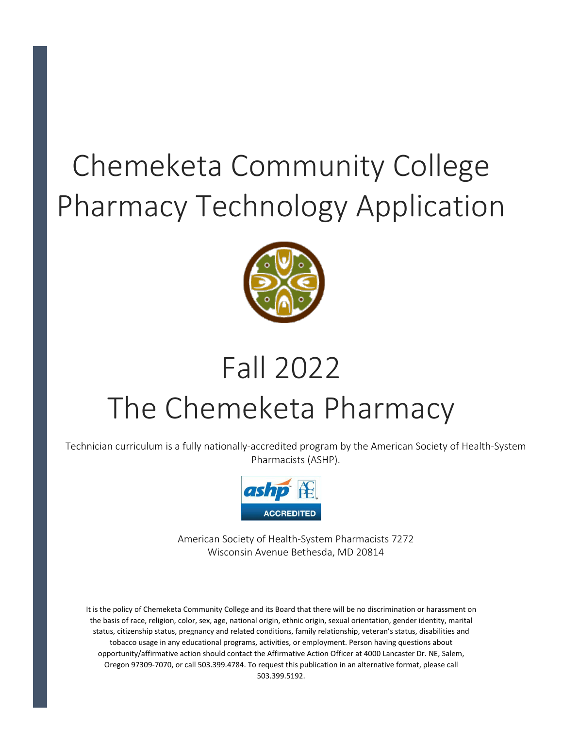# Chemeketa Community College Pharmacy Technology Application

# Fall 2022
# The Chemeketa Pharmacy

Technician curriculum is a fully nationally-accredited program by the American Society of Health-System Pharmacists (ASHP).

American Society of Health-System Pharmacists 7272 Wisconsin Avenue Bethesda, MD 20814

It is the policy of Chemeketa Community College and its Board that there will be no discrimination or harassment on the basis of race, religion, color, sex, age, national origin, ethnic origin, sexual orientation, gender identity, marital status, citizenship status, pregnancy and related conditions, family relationship, veteran's status, disabilities and tobacco usage in any educational programs, activities, or employment. Person having questions about opportunity/affirmative action should contact the Affirmative Action Officer at 4000 Lancaster Dr. NE, Salem, Oregon 97309-7070, or call 503.399.4784. To request this publication in an alternative format, please call 503.399.5192.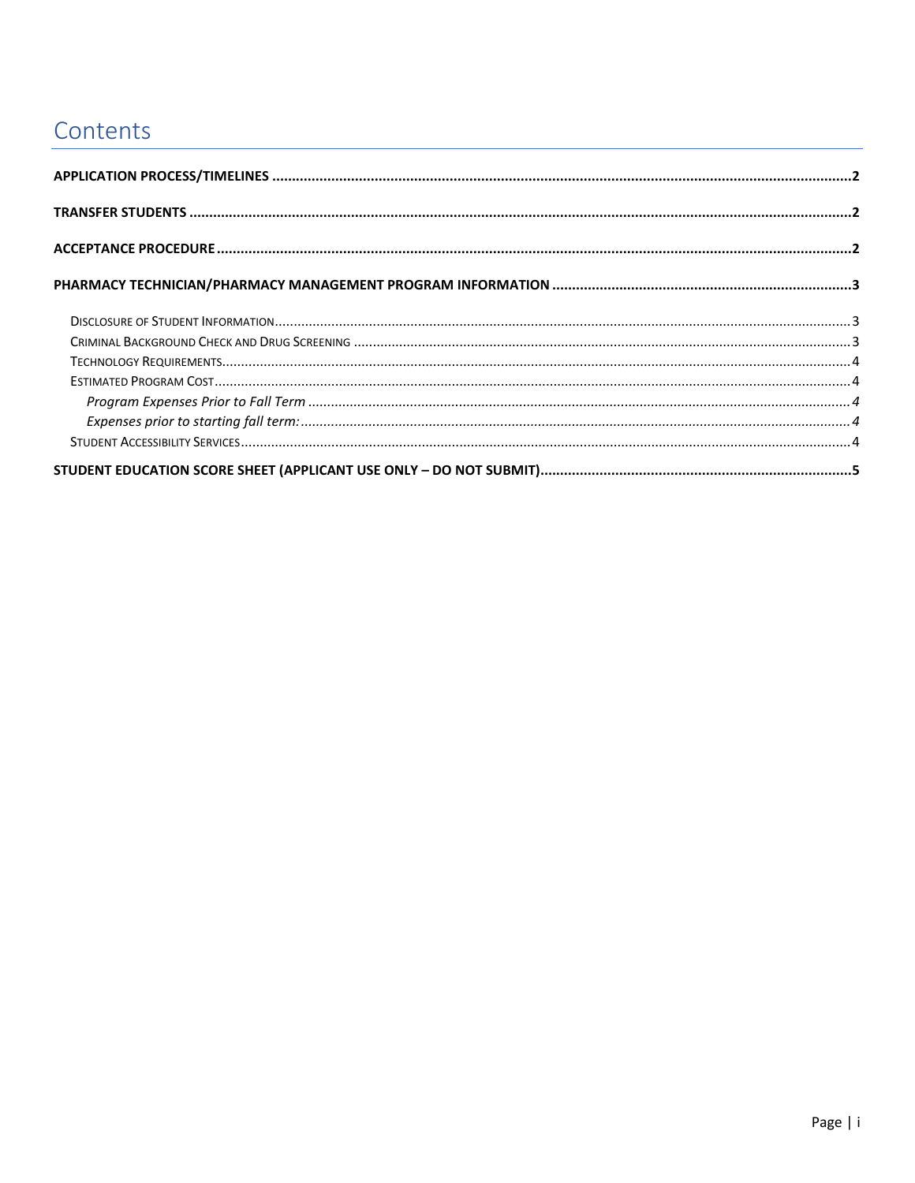# Contents

**APPLICATION PROCESS/TIMELINES** .......... **2**

**TRANSFER STUDENTS** .......... **2**

**ACCEPTANCE PROCEDURE** .......... **2**

**PHARMACY TECHNICIAN/PHARMACY MANAGEMENT PROGRAM INFORMATION** .......... **3**

- DISCLOSURE OF STUDENT INFORMATION .......... 3
- CRIMINAL BACKGROUND CHECK AND DRUG SCREENING .......... 3
- TECHNOLOGY REQUIREMENTS .......... 4
- ESTIMATED PROGRAM COST .......... 4
  - *Program Expenses Prior to Fall Term* .......... *4*
  - *Expenses prior to starting fall term:* .......... *4*
- STUDENT ACCESSIBILITY SERVICES .......... 4

**STUDENT EDUCATION SCORE SHEET (APPLICANT USE ONLY – DO NOT SUBMIT)** .......... **5**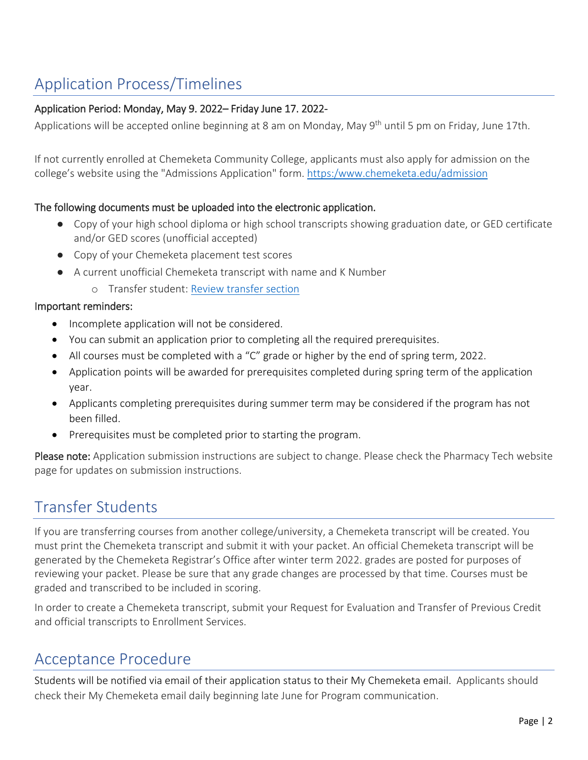## Application Process/Timelines

**Application Period: Monday, May 9. 2022– Friday June 17. 2022-**

Applications will be accepted online beginning at 8 am on Monday, May 9th until 5 pm on Friday, June 17th.

If not currently enrolled at Chemeketa Community College, applicants must also apply for admission on the college's website using the "Admissions Application" form. [https:/www.chemeketa.edu/admission](https:/www.chemeketa.edu/admission)

**The following documents must be uploaded into the electronic application.**

- Copy of your high school diploma or high school transcripts showing graduation date, or GED certificate and/or GED scores (unofficial accepted)
- Copy of your Chemeketa placement test scores
- A current unofficial Chemeketa transcript with name and K Number
    - Transfer student: Review transfer section

**Important reminders:**

- Incomplete application will not be considered.
- You can submit an application prior to completing all the required prerequisites.
- All courses must be completed with a "C" grade or higher by the end of spring term, 2022.
- Application points will be awarded for prerequisites completed during spring term of the application year.
- Applicants completing prerequisites during summer term may be considered if the program has not been filled.
- Prerequisites must be completed prior to starting the program.

**Please note:** Application submission instructions are subject to change. Please check the Pharmacy Tech website page for updates on submission instructions.

## Transfer Students

If you are transferring courses from another college/university, a Chemeketa transcript will be created. You must print the Chemeketa transcript and submit it with your packet. An official Chemeketa transcript will be generated by the Chemeketa Registrar's Office after winter term 2022. grades are posted for purposes of reviewing your packet. Please be sure that any grade changes are processed by that time. Courses must be graded and transcribed to be included in scoring.

In order to create a Chemeketa transcript, submit your Request for Evaluation and Transfer of Previous Credit and official transcripts to Enrollment Services.

## Acceptance Procedure

Students will be notified via email of their application status to their My Chemeketa email. Applicants should check their My Chemeketa email daily beginning late June for Program communication.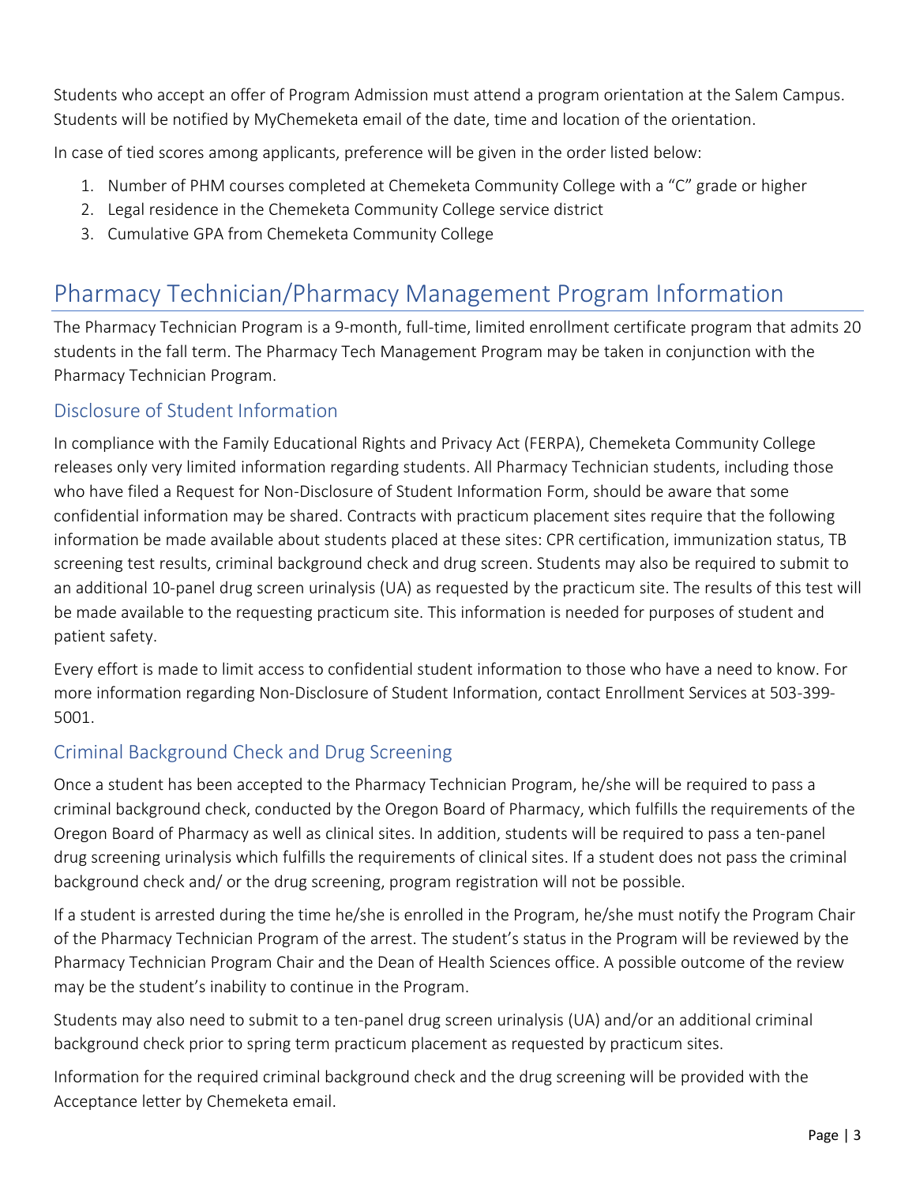Students who accept an offer of Program Admission must attend a program orientation at the Salem Campus. Students will be notified by MyChemeketa email of the date, time and location of the orientation.

In case of tied scores among applicants, preference will be given in the order listed below:

1. Number of PHM courses completed at Chemeketa Community College with a "C" grade or higher
2. Legal residence in the Chemeketa Community College service district
3. Cumulative GPA from Chemeketa Community College

# Pharmacy Technician/Pharmacy Management Program Information

The Pharmacy Technician Program is a 9-month, full-time, limited enrollment certificate program that admits 20 students in the fall term. The Pharmacy Tech Management Program may be taken in conjunction with the Pharmacy Technician Program.

## Disclosure of Student Information

In compliance with the Family Educational Rights and Privacy Act (FERPA), Chemeketa Community College releases only very limited information regarding students. All Pharmacy Technician students, including those who have filed a Request for Non-Disclosure of Student Information Form, should be aware that some confidential information may be shared. Contracts with practicum placement sites require that the following information be made available about students placed at these sites: CPR certification, immunization status, TB screening test results, criminal background check and drug screen. Students may also be required to submit to an additional 10-panel drug screen urinalysis (UA) as requested by the practicum site. The results of this test will be made available to the requesting practicum site. This information is needed for purposes of student and patient safety.

Every effort is made to limit access to confidential student information to those who have a need to know. For more information regarding Non-Disclosure of Student Information, contact Enrollment Services at 503-399-5001.

## Criminal Background Check and Drug Screening

Once a student has been accepted to the Pharmacy Technician Program, he/she will be required to pass a criminal background check, conducted by the Oregon Board of Pharmacy, which fulfills the requirements of the Oregon Board of Pharmacy as well as clinical sites. In addition, students will be required to pass a ten-panel drug screening urinalysis which fulfills the requirements of clinical sites. If a student does not pass the criminal background check and/ or the drug screening, program registration will not be possible.

If a student is arrested during the time he/she is enrolled in the Program, he/she must notify the Program Chair of the Pharmacy Technician Program of the arrest. The student's status in the Program will be reviewed by the Pharmacy Technician Program Chair and the Dean of Health Sciences office. A possible outcome of the review may be the student's inability to continue in the Program.

Students may also need to submit to a ten-panel drug screen urinalysis (UA) and/or an additional criminal background check prior to spring term practicum placement as requested by practicum sites.

Information for the required criminal background check and the drug screening will be provided with the Acceptance letter by Chemeketa email.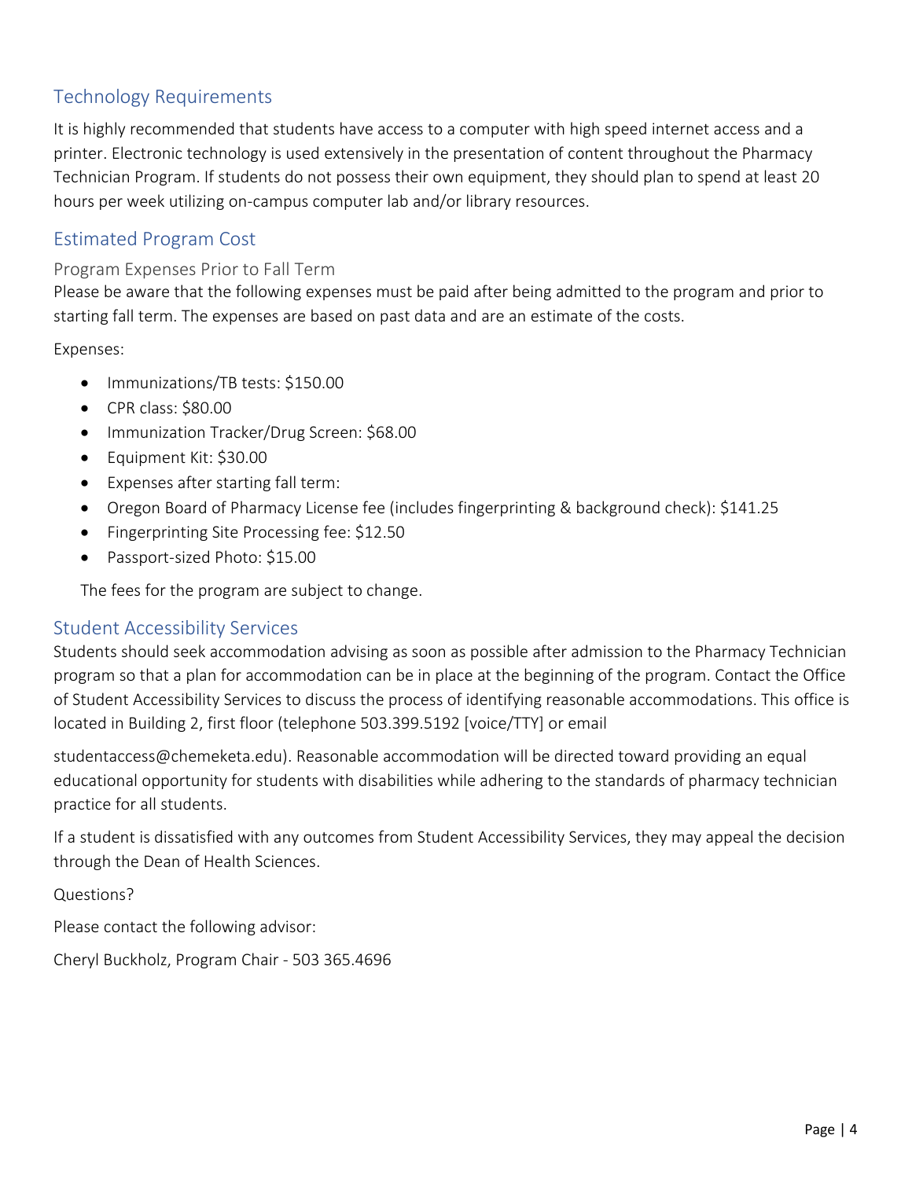## Technology Requirements

It is highly recommended that students have access to a computer with high speed internet access and a printer. Electronic technology is used extensively in the presentation of content throughout the Pharmacy Technician Program. If students do not possess their own equipment, they should plan to spend at least 20 hours per week utilizing on-campus computer lab and/or library resources.

## Estimated Program Cost

### Program Expenses Prior to Fall Term

Please be aware that the following expenses must be paid after being admitted to the program and prior to starting fall term. The expenses are based on past data and are an estimate of the costs.

Expenses:

- Immunizations/TB tests: $150.00
- CPR class: $80.00
- Immunization Tracker/Drug Screen: $68.00
- Equipment Kit: $30.00
- Expenses after starting fall term:
- Oregon Board of Pharmacy License fee (includes fingerprinting & background check): $141.25
- Fingerprinting Site Processing fee: $12.50
- Passport-sized Photo: $15.00

The fees for the program are subject to change.

## Student Accessibility Services

Students should seek accommodation advising as soon as possible after admission to the Pharmacy Technician program so that a plan for accommodation can be in place at the beginning of the program. Contact the Office of Student Accessibility Services to discuss the process of identifying reasonable accommodations. This office is located in Building 2, first floor (telephone 503.399.5192 [voice/TTY] or email

studentaccess@chemeketa.edu). Reasonable accommodation will be directed toward providing an equal educational opportunity for students with disabilities while adhering to the standards of pharmacy technician practice for all students.

If a student is dissatisfied with any outcomes from Student Accessibility Services, they may appeal the decision through the Dean of Health Sciences.

Questions?

Please contact the following advisor:

Cheryl Buckholz, Program Chair - 503 365.4696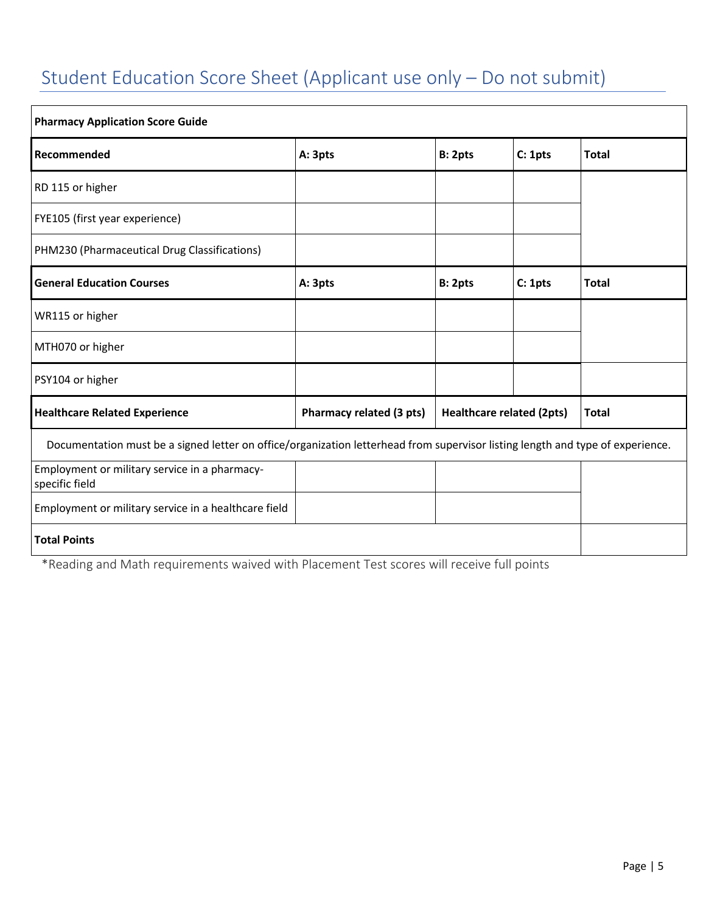## Student Education Score Sheet (Applicant use only – Do not submit)

| Pharmacy Application Score Guide | | | | |
|---|---|---|---|---|
| **Recommended** | **A: 3pts** | **B: 2pts** | **C: 1pts** | **Total** |
| RD 115 or higher | | | | |
| FYE105 (first year experience) | | | | |
| PHM230 (Pharmaceutical Drug Classifications) | | | | |
| **General Education Courses** | **A: 3pts** | **B: 2pts** | **C: 1pts** | **Total** |
| WR115 or higher | | | | |
| MTH070 or higher | | | | |
| PSY104 or higher | | | | |
| **Healthcare Related Experience** | **Pharmacy related (3 pts)** | **Healthcare related (2pts)** | | **Total** |
| Documentation must be a signed letter on office/organization letterhead from supervisor listing length and type of experience. | | | | |
| Employment or military service in a pharmacy-specific field | | | | |
| Employment or military service in a healthcare field | | | | |
| **Total Points** | | | | |

*Reading and Math requirements waived with Placement Test scores will receive full points